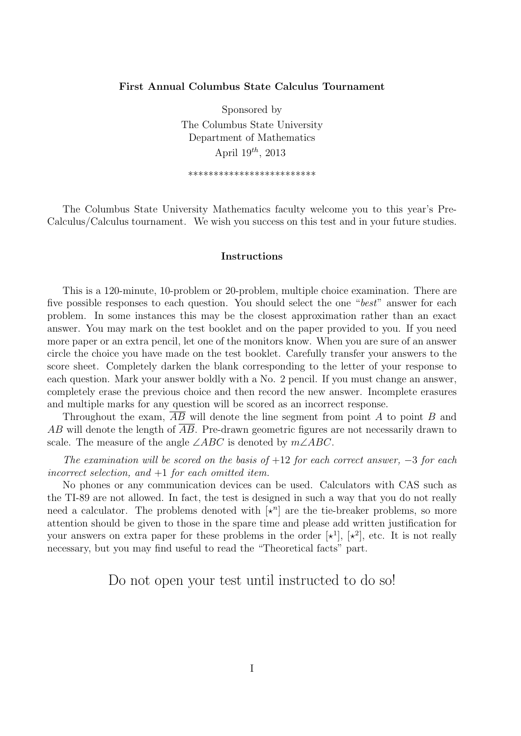# First Annual Columbus State Calculus Tournament

Sponsored by
The Columbus State University
Department of Mathematics
April $19^{th}$, 2013

*************************

The Columbus State University Mathematics faculty welcome you to this year's Pre-Calculus/Calculus tournament. We wish you success on this test and in your future studies.

## Instructions

This is a 120-minute, 10-problem or 20-problem, multiple choice examination. There are five possible responses to each question. You should select the one "*best*" answer for each problem. In some instances this may be the closest approximation rather than an exact answer. You may mark on the test booklet and on the paper provided to you. If you need more paper or an extra pencil, let one of the monitors know. When you are sure of an answer circle the choice you have made on the test booklet. Carefully transfer your answers to the score sheet. Completely darken the blank corresponding to the letter of your response to each question. Mark your answer boldly with a No. 2 pencil. If you must change an answer, completely erase the previous choice and then record the new answer. Incomplete erasures and multiple marks for any question will be scored as an incorrect response.

Throughout the exam, $\overline{AB}$ will denote the line segment from point $A$ to point $B$ and $AB$ will denote the length of $\overline{AB}$. Pre-drawn geometric figures are not necessarily drawn to scale. The measure of the angle $\angle ABC$ is denoted by $m\angle ABC$.

*The examination will be scored on the basis of +12 for each correct answer, −3 for each incorrect selection, and +1 for each omitted item.*

No phones or any communication devices can be used. Calculators with CAS such as the TI-89 are not allowed. In fact, the test is designed in such a way that you do not really need a calculator. The problems denoted with $[\star^n]$ are the tie-breaker problems, so more attention should be given to those in the spare time and please add written justification for your answers on extra paper for these problems in the order $[\star^1]$, $[\star^2]$, etc. It is not really necessary, but you may find useful to read the "Theoretical facts" part.

Do not open your test until instructed to do so!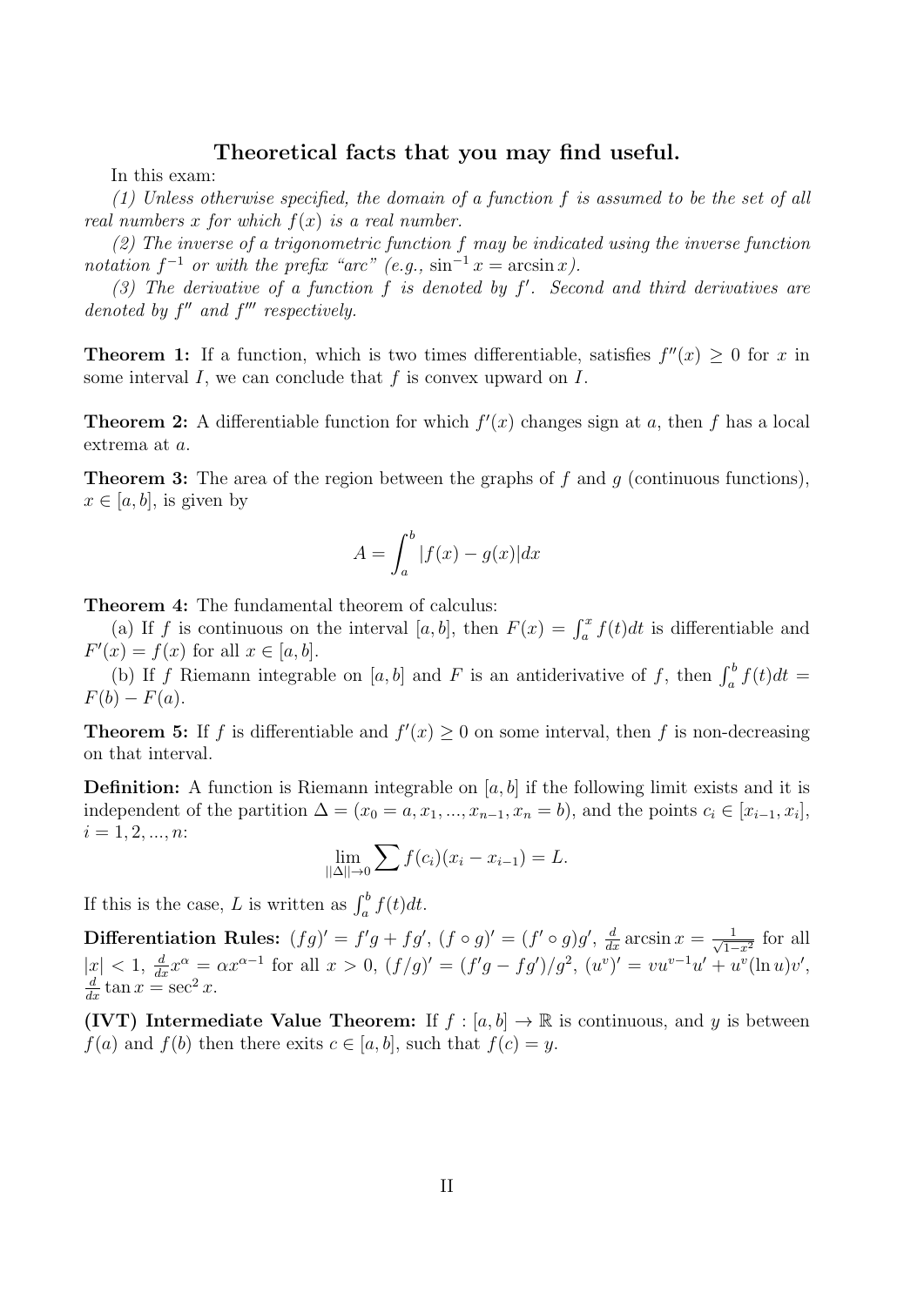## Theoretical facts that you may find useful.

In this exam:

*(1) Unless otherwise specified, the domain of a function $f$ is assumed to be the set of all real numbers $x$ for which $f(x)$ is a real number.*

*(2) The inverse of a trigonometric function $f$ may be indicated using the inverse function notation $f^{-1}$ or with the prefix "arc" (e.g., $\sin^{-1} x = \arcsin x$).*

*(3) The derivative of a function $f$ is denoted by $f'$. Second and third derivatives are denoted by $f''$ and $f'''$ respectively.*

**Theorem 1:** If a function, which is two times differentiable, satisfies $f''(x) \geq 0$ for $x$ in some interval $I$, we can conclude that $f$ is convex upward on $I$.

**Theorem 2:** A differentiable function for which $f'(x)$ changes sign at $a$, then $f$ has a local extrema at $a$.

**Theorem 3:** The area of the region between the graphs of $f$ and $g$ (continuous functions), $x \in [a, b]$, is given by

$$A = \int_a^b |f(x) - g(x)| dx$$

**Theorem 4:** The fundamental theorem of calculus:

(a) If $f$ is continuous on the interval $[a, b]$, then $F(x) = \int_a^x f(t)dt$ is differentiable and $F'(x) = f(x)$ for all $x \in [a, b]$.

(b) If $f$ Riemann integrable on $[a, b]$ and $F$ is an antiderivative of $f$, then $\int_a^b f(t)dt = F(b) - F(a)$.

**Theorem 5:** If $f$ is differentiable and $f'(x) \geq 0$ on some interval, then $f$ is non-decreasing on that interval.

**Definition:** A function is Riemann integrable on $[a, b]$ if the following limit exists and it is independent of the partition $\Delta = (x_0 = a, x_1, ..., x_{n-1}, x_n = b)$, and the points $c_i \in [x_{i-1}, x_i]$, $i = 1, 2, ..., n$:

$$\lim_{||\Delta|| \to 0} \sum f(c_i)(x_i - x_{i-1}) = L.$$

If this is the case, $L$ is written as $\int_a^b f(t)dt$.

**Differentiation Rules:** $(fg)' = f'g + fg'$, $(f \circ g)' = (f' \circ g)g'$, $\frac{d}{dx} \arcsin x = \frac{1}{\sqrt{1-x^2}}$ for all $|x| < 1$, $\frac{d}{dx} x^\alpha = \alpha x^{\alpha - 1}$ for all $x > 0$, $(f/g)' = (f'g - fg')/g^2$, $(u^v)' = vu^{v-1}u' + u^v(\ln u)v'$, $\frac{d}{dx} \tan x = \sec^2 x$.

**(IVT) Intermediate Value Theorem:** If $f : [a, b] \to \mathbb{R}$ is continuous, and $y$ is between $f(a)$ and $f(b)$ then there exits $c \in [a, b]$, such that $f(c) = y$.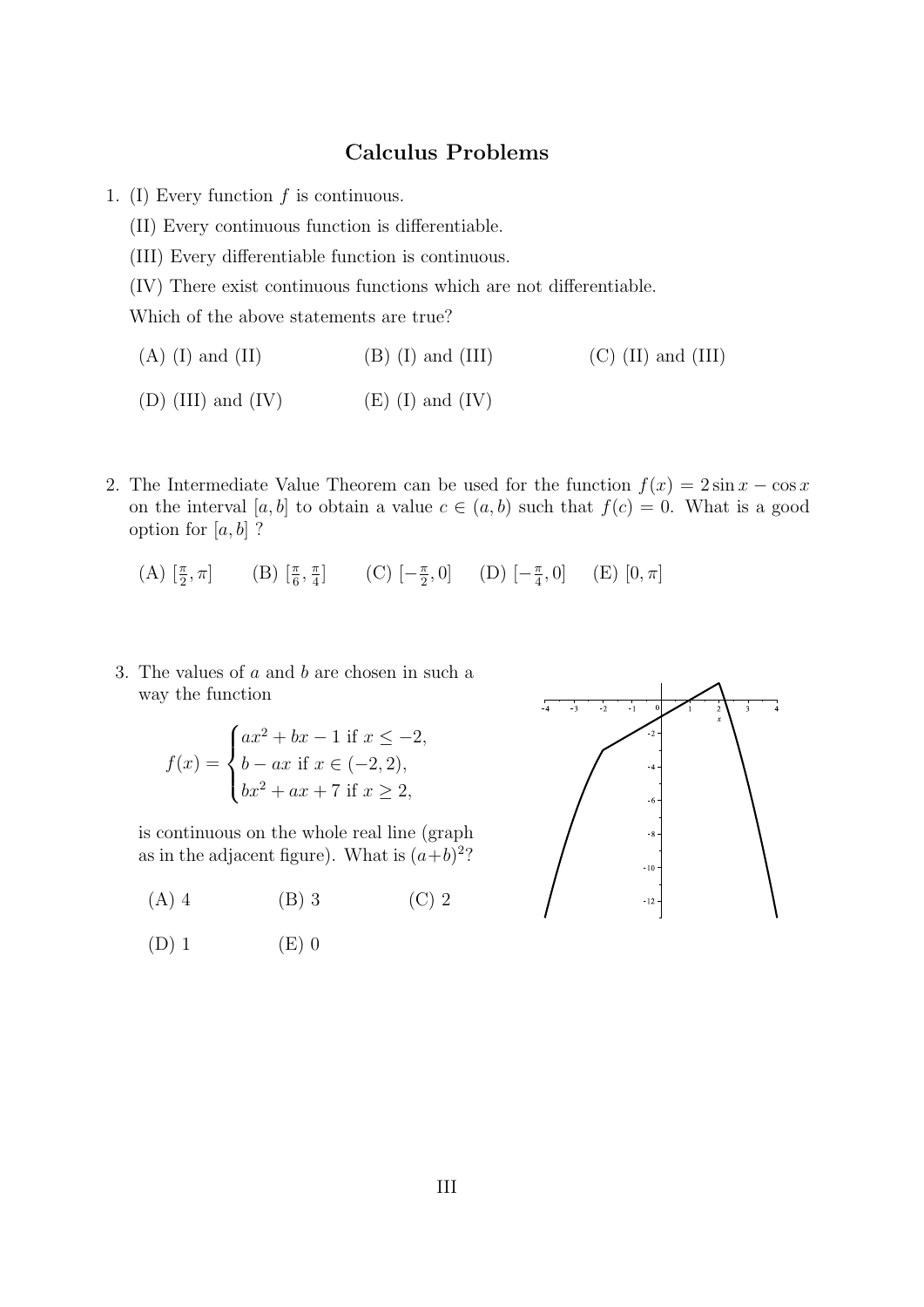## Calculus Problems

1. (I) Every function $f$ is continuous.

   (II) Every continuous function is differentiable.

   (III) Every differentiable function is continuous.

   (IV) There exist continuous functions which are not differentiable.

   Which of the above statements are true?

   (A) (I) and (II) (B) (I) and (III) (C) (II) and (III)

   (D) (III) and (IV) (E) (I) and (IV)

2. The Intermediate Value Theorem can be used for the function $f(x) = 2\sin x - \cos x$ on the interval $[a, b]$ to obtain a value $c \in (a, b)$ such that $f(c) = 0$. What is a good option for $[a, b]$ ?

   (A) $[\frac{\pi}{2}, \pi]$ (B) $[\frac{\pi}{6}, \frac{\pi}{4}]$ (C) $[-\frac{\pi}{2}, 0]$ (D) $[-\frac{\pi}{4}, 0]$ (E) $[0, \pi]$

3. The values of $a$ and $b$ are chosen in such a way the function

   $$f(x) = \begin{cases} ax^2 + bx - 1 \text{ if } x \leq -2, \\ b - ax \text{ if } x \in (-2, 2), \\ bx^2 + ax + 7 \text{ if } x \geq 2, \end{cases}$$

   is continuous on the whole real line (graph as in the adjacent figure). What is $(a+b)^2$?

   (A) 4 (B) 3 (C) 2

   (D) 1 (E) 0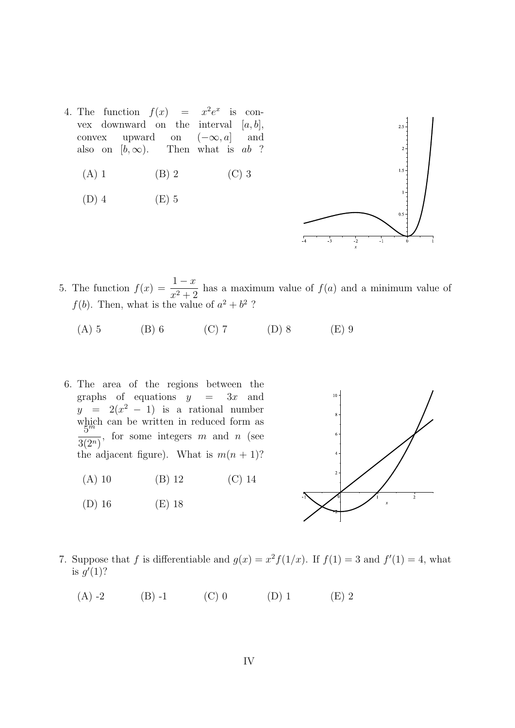4. The function $f(x) = x^2 e^x$ is convex downward on the interval $[a, b]$, convex upward on $(-\infty, a]$ and also on $[b, \infty)$. Then what is $ab$ ?

   (A) 1 (B) 2 (C) 3

   (D) 4 (E) 5

5. The function $f(x) = \dfrac{1-x}{x^2+2}$ has a maximum value of $f(a)$ and a minimum value of $f(b)$. Then, what is the value of $a^2 + b^2$ ?

   (A) 5 (B) 6 (C) 7 (D) 8 (E) 9

6. The area of the regions between the graphs of equations $y = 3x$ and $y = 2(x^2 - 1)$ is a rational number which can be written in reduced form as $\dfrac{5^m}{3(2^n)}$, for some integers $m$ and $n$ (see the adjacent figure). What is $m(n+1)$?

   (A) 10 (B) 12 (C) 14

   (D) 16 (E) 18

7. Suppose that $f$ is differentiable and $g(x) = x^2 f(1/x)$. If $f(1) = 3$ and $f'(1) = 4$, what is $g'(1)$?

   (A) -2 (B) -1 (C) 0 (D) 1 (E) 2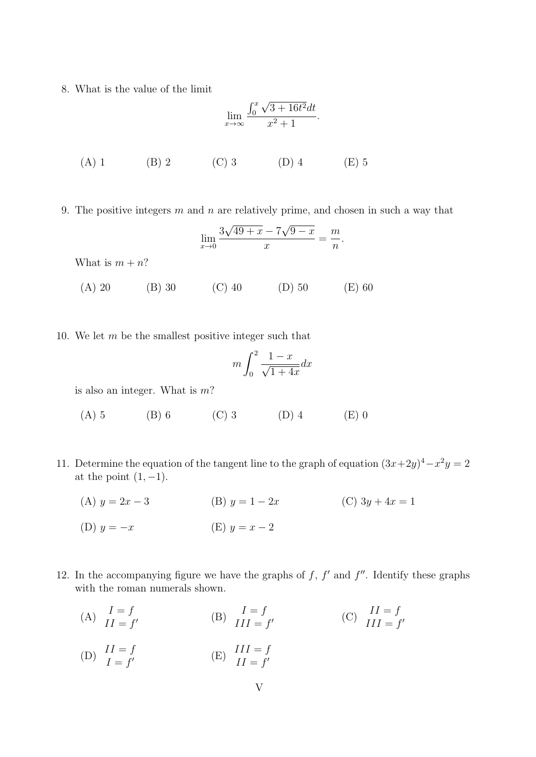8. What is the value of the limit

$$\lim_{x\to\infty} \frac{\int_0^x \sqrt{3+16t^2}dt}{x^2+1}.$$

(A) 1 (B) 2 (C) 3 (D) 4 (E) 5

9. The positive integers $m$ and $n$ are relatively prime, and chosen in such a way that

$$\lim_{x\to 0} \frac{3\sqrt{49+x} - 7\sqrt{9-x}}{x} = \frac{m}{n}.$$

What is $m+n$?

(A) 20 (B) 30 (C) 40 (D) 50 (E) 60

10. We let $m$ be the smallest positive integer such that

$$m\int_0^2 \frac{1-x}{\sqrt{1+4x}}dx$$

is also an integer. What is $m$?

(A) 5 (B) 6 (C) 3 (D) 4 (E) 0

11. Determine the equation of the tangent line to the graph of equation $(3x+2y)^4 - x^2y = 2$ at the point $(1,-1)$.

(A) $y = 2x - 3$ (B) $y = 1 - 2x$ (C) $3y + 4x = 1$

(D) $y = -x$ (E) $y = x - 2$

12. In the accompanying figure we have the graphs of $f$, $f'$ and $f''$. Identify these graphs with the roman numerals shown.

(A) $I = f$, $II = f'$ (B) $I = f$, $III = f'$ (C) $II = f$, $III = f'$

(D) $II = f$, $I = f'$ (E) $III = f$, $II = f'$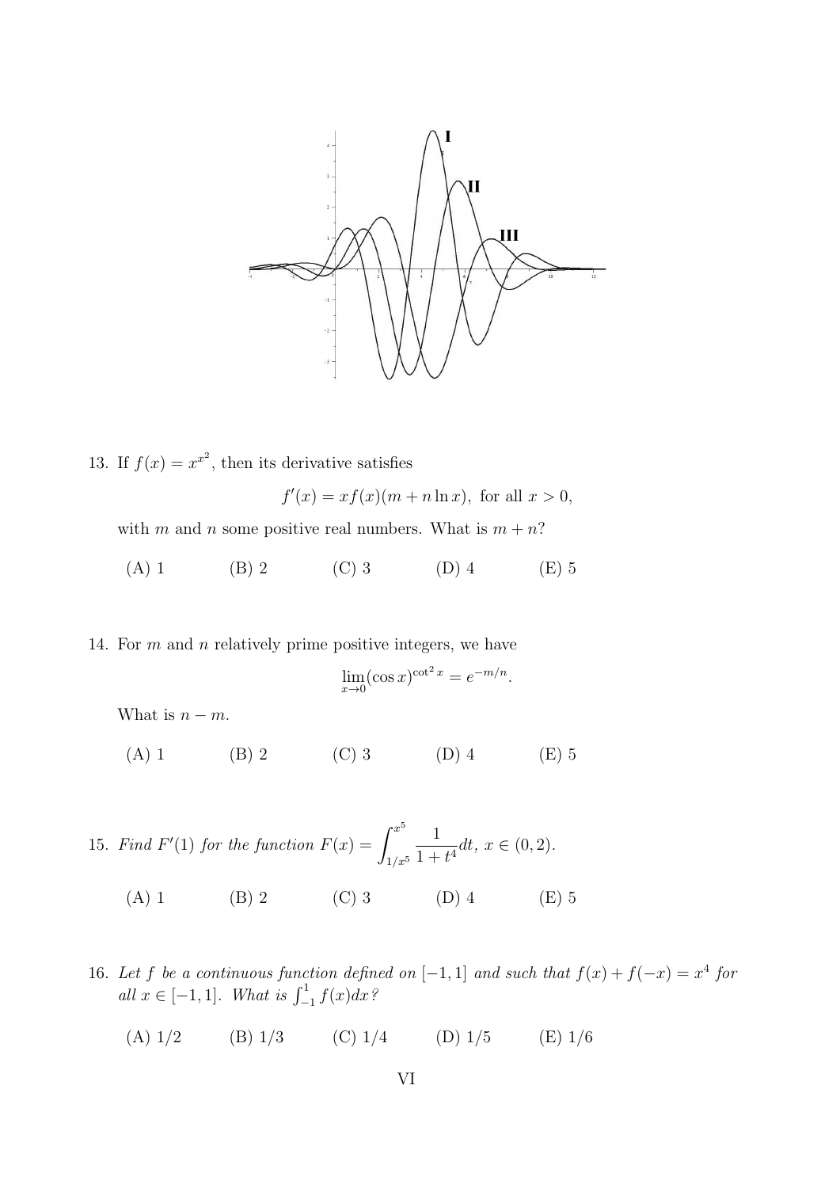13. If $f(x) = x^{x^2}$, then its derivative satisfies

$$f'(x) = xf(x)(m + n \ln x), \text{ for all } x > 0,$$

with $m$ and $n$ some positive real numbers. What is $m + n$?

(A) 1 (B) 2 (C) 3 (D) 4 (E) 5

14. For $m$ and $n$ relatively prime positive integers, we have

$$\lim_{x \to 0} (\cos x)^{\cot^2 x} = e^{-m/n}.$$

What is $n - m$.

(A) 1 (B) 2 (C) 3 (D) 4 (E) 5

15. *Find* $F'(1)$ *for the function* $F(x) = \displaystyle\int_{1/x^5}^{x^5} \frac{1}{1+t^4} dt$, $x \in (0, 2)$.

(A) 1 (B) 2 (C) 3 (D) 4 (E) 5

16. *Let* $f$ *be a continuous function defined on* $[-1, 1]$ *and such that* $f(x) + f(-x) = x^4$ *for all* $x \in [-1, 1]$. *What is* $\int_{-1}^{1} f(x)dx$*?*

(A) 1/2 (B) 1/3 (C) 1/4 (D) 1/5 (E) 1/6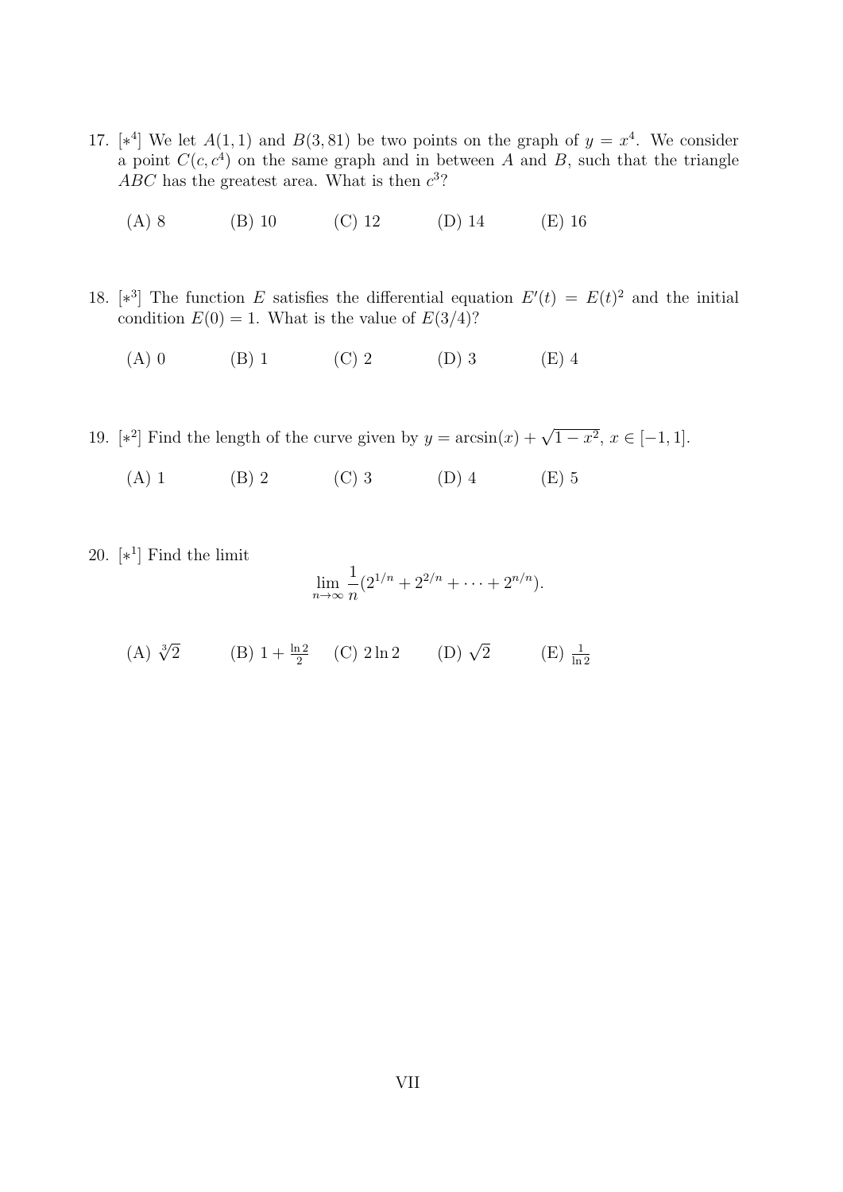17. [$*^4$] We let $A(1,1)$ and $B(3,81)$ be two points on the graph of $y = x^4$. We consider a point $C(c, c^4)$ on the same graph and in between $A$ and $B$, such that the triangle $ABC$ has the greatest area. What is then $c^3$?

(A) 8 (B) 10 (C) 12 (D) 14 (E) 16

18. [$*^3$] The function $E$ satisfies the differential equation $E'(t) = E(t)^2$ and the initial condition $E(0) = 1$. What is the value of $E(3/4)$?

(A) 0 (B) 1 (C) 2 (D) 3 (E) 4

19. [$*^2$] Find the length of the curve given by $y = \arcsin(x) + \sqrt{1-x^2}$, $x \in [-1, 1]$.

(A) 1 (B) 2 (C) 3 (D) 4 (E) 5

20. [$*^1$] Find the limit

$$\lim_{n\to\infty} \frac{1}{n}(2^{1/n} + 2^{2/n} + \cdots + 2^{n/n}).$$

(A) $\sqrt[3]{2}$ (B) $1 + \frac{\ln 2}{2}$ (C) $2\ln 2$ (D) $\sqrt{2}$ (E) $\frac{1}{\ln 2}$